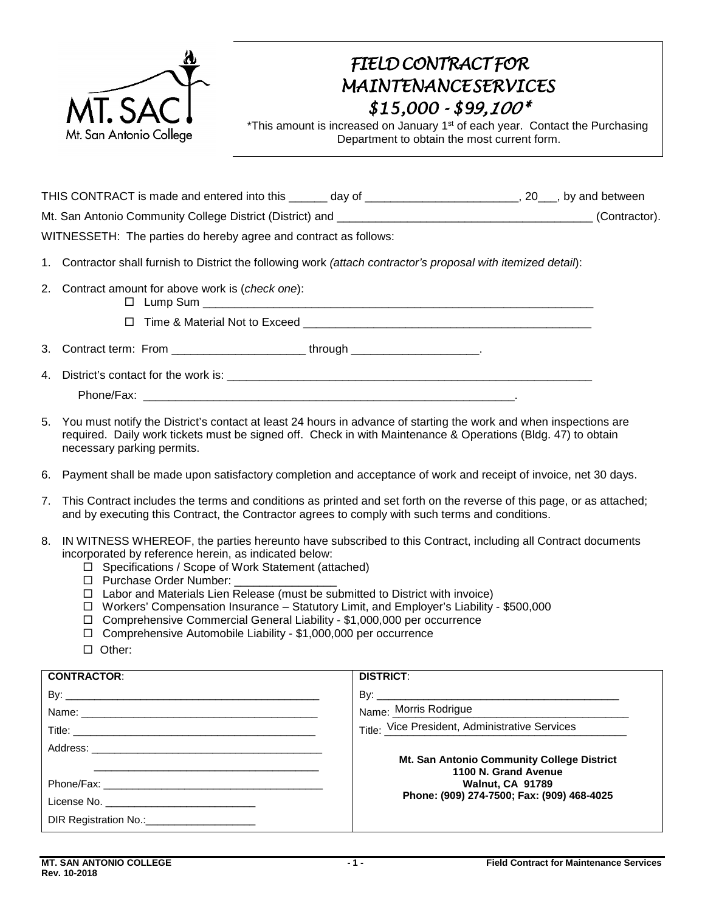MT. SAC
Mt. San Antonio College

# *FIELD CONTRACT FOR MAINTENANCE SERVICES $15,000 - $99,100**

*This amount is increased on January 1st of each year. Contact the Purchasing Department to obtain the most current form.

THIS CONTRACT is made and entered into this ______ day of ________________________, 20___, by and between Mt. San Antonio Community College District (District) and ________________________________________ (Contractor).

WITNESSETH: The parties do hereby agree and contract as follows:

1. Contractor shall furnish to District the following work *(attach contractor's proposal with itemized detail)*:

2. Contract amount for above work is (*check one*):
   - ☐ Lump Sum ____________________________________________________________
   - ☐ Time & Material Not to Exceed _____________________________________________

3. Contract term: From _____________________ through ____________________.

4. District's contact for the work is: ___________________________________________________________

   Phone/Fax: ____________________________________________________________.

5. You must notify the District's contact at least 24 hours in advance of starting the work and when inspections are required. Daily work tickets must be signed off. Check in with Maintenance & Operations (Bldg. 47) to obtain necessary parking permits.

6. Payment shall be made upon satisfactory completion and acceptance of work and receipt of invoice, net 30 days.

7. This Contract includes the terms and conditions as printed and set forth on the reverse of this page, or as attached; and by executing this Contract, the Contractor agrees to comply with such terms and conditions.

8. IN WITNESS WHEREOF, the parties hereunto have subscribed to this Contract, including all Contract documents incorporated by reference herein, as indicated below:
   - ☐ Specifications / Scope of Work Statement (attached)
   - ☐ Purchase Order Number: ________________
   - ☐ Labor and Materials Lien Release (must be submitted to District with invoice)
   - ☐ Workers' Compensation Insurance – Statutory Limit, and Employer's Liability - $500,000
   - ☐ Comprehensive Commercial General Liability - $1,000,000 per occurrence
   - ☐ Comprehensive Automobile Liability - $1,000,000 per occurrence
   - ☐ Other:

| **CONTRACTOR**: | **DISTRICT**: |
|---|---|
| By: ____________________________________________ | By: __________________________________________ |
| Name: __________________________________________ | Name: Morris Rodrigue |
| Title: ___________________________________________ | Title: Vice President, Administrative Services |
| Address: ________________________________________ | **Mt. San Antonio Community College District** |
| _______________________________________________ | **1100 N. Grand Avenue** |
| Phone/Fax: ______________________________________ | **Walnut, CA 91789** |
| License No. ___________________________ | **Phone: (909) 274-7500; Fax: (909) 468-4025** |
| DIR Registration No.:___________________ | |

**Rev. 10-2018**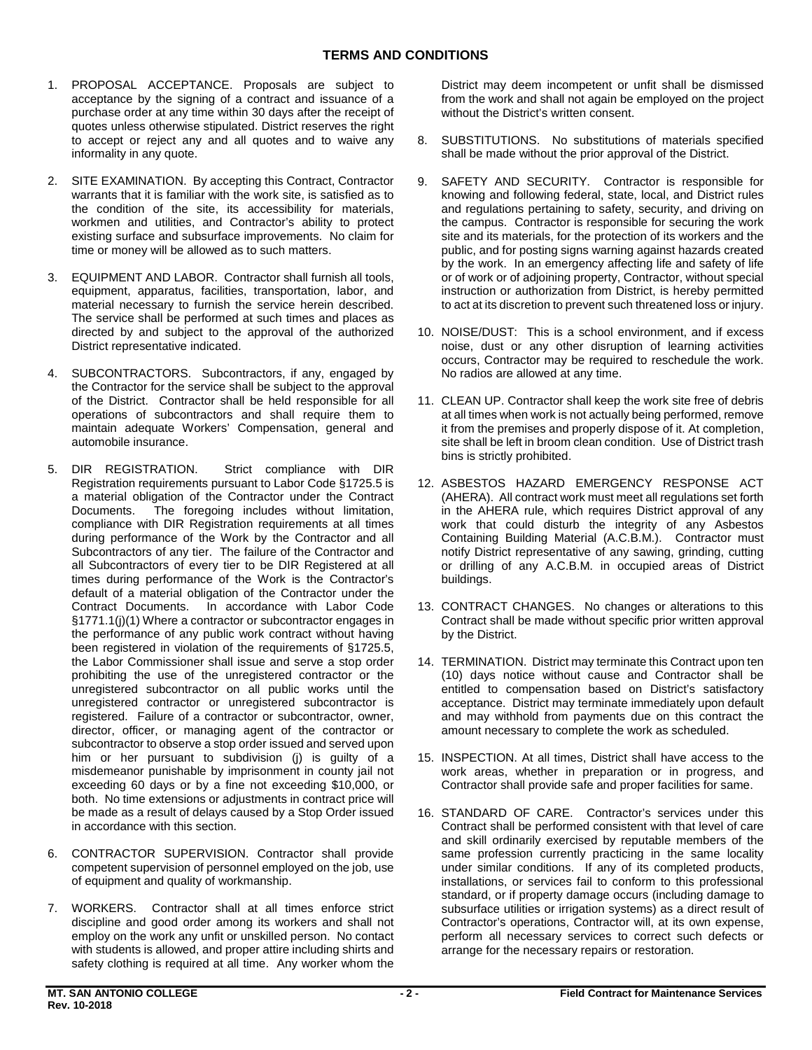## TERMS AND CONDITIONS

1. PROPOSAL ACCEPTANCE. Proposals are subject to acceptance by the signing of a contract and issuance of a purchase order at any time within 30 days after the receipt of quotes unless otherwise stipulated. District reserves the right to accept or reject any and all quotes and to waive any informality in any quote.

2. SITE EXAMINATION. By accepting this Contract, Contractor warrants that it is familiar with the work site, is satisfied as to the condition of the site, its accessibility for materials, workmen and utilities, and Contractor's ability to protect existing surface and subsurface improvements. No claim for time or money will be allowed as to such matters.

3. EQUIPMENT AND LABOR. Contractor shall furnish all tools, equipment, apparatus, facilities, transportation, labor, and material necessary to furnish the service herein described. The service shall be performed at such times and places as directed by and subject to the approval of the authorized District representative indicated.

4. SUBCONTRACTORS. Subcontractors, if any, engaged by the Contractor for the service shall be subject to the approval of the District. Contractor shall be held responsible for all operations of subcontractors and shall require them to maintain adequate Workers' Compensation, general and automobile insurance.

5. DIR REGISTRATION. Strict compliance with DIR Registration requirements pursuant to Labor Code §1725.5 is a material obligation of the Contractor under the Contract Documents. The foregoing includes without limitation, compliance with DIR Registration requirements at all times during performance of the Work by the Contractor and all Subcontractors of any tier. The failure of the Contractor and all Subcontractors of every tier to be DIR Registered at all times during performance of the Work is the Contractor's default of a material obligation of the Contractor under the Contract Documents. In accordance with Labor Code §1771.1(j)(1) Where a contractor or subcontractor engages in the performance of any public work contract without having been registered in violation of the requirements of §1725.5, the Labor Commissioner shall issue and serve a stop order prohibiting the use of the unregistered contractor or the unregistered subcontractor on all public works until the unregistered contractor or unregistered subcontractor is registered. Failure of a contractor or subcontractor, owner, director, officer, or managing agent of the contractor or subcontractor to observe a stop order issued and served upon him or her pursuant to subdivision (j) is guilty of a misdemeanor punishable by imprisonment in county jail not exceeding 60 days or by a fine not exceeding $10,000, or both. No time extensions or adjustments in contract price will be made as a result of delays caused by a Stop Order issued in accordance with this section.

6. CONTRACTOR SUPERVISION. Contractor shall provide competent supervision of personnel employed on the job, use of equipment and quality of workmanship.

7. WORKERS. Contractor shall at all times enforce strict discipline and good order among its workers and shall not employ on the work any unfit or unskilled person. No contact with students is allowed, and proper attire including shirts and safety clothing is required at all time. Any worker whom the District may deem incompetent or unfit shall be dismissed from the work and shall not again be employed on the project without the District's written consent.

8. SUBSTITUTIONS. No substitutions of materials specified shall be made without the prior approval of the District.

9. SAFETY AND SECURITY. Contractor is responsible for knowing and following federal, state, local, and District rules and regulations pertaining to safety, security, and driving on the campus. Contractor is responsible for securing the work site and its materials, for the protection of its workers and the public, and for posting signs warning against hazards created by the work. In an emergency affecting life and safety of life or of work or of adjoining property, Contractor, without special instruction or authorization from District, is hereby permitted to act at its discretion to prevent such threatened loss or injury.

10. NOISE/DUST: This is a school environment, and if excess noise, dust or any other disruption of learning activities occurs, Contractor may be required to reschedule the work. No radios are allowed at any time.

11. CLEAN UP. Contractor shall keep the work site free of debris at all times when work is not actually being performed, remove it from the premises and properly dispose of it. At completion, site shall be left in broom clean condition. Use of District trash bins is strictly prohibited.

12. ASBESTOS HAZARD EMERGENCY RESPONSE ACT (AHERA). All contract work must meet all regulations set forth in the AHERA rule, which requires District approval of any work that could disturb the integrity of any Asbestos Containing Building Material (A.C.B.M.). Contractor must notify District representative of any sawing, grinding, cutting or drilling of any A.C.B.M. in occupied areas of District buildings.

13. CONTRACT CHANGES. No changes or alterations to this Contract shall be made without specific prior written approval by the District.

14. TERMINATION. District may terminate this Contract upon ten (10) days notice without cause and Contractor shall be entitled to compensation based on District's satisfactory acceptance. District may terminate immediately upon default and may withhold from payments due on this contract the amount necessary to complete the work as scheduled.

15. INSPECTION. At all times, District shall have access to the work areas, whether in preparation or in progress, and Contractor shall provide safe and proper facilities for same.

16. STANDARD OF CARE. Contractor's services under this Contract shall be performed consistent with that level of care and skill ordinarily exercised by reputable members of the same profession currently practicing in the same locality under similar conditions. If any of its completed products, installations, or services fail to conform to this professional standard, or if property damage occurs (including damage to subsurface utilities or irrigation systems) as a direct result of Contractor's operations, Contractor will, at its own expense, perform all necessary services to correct such defects or arrange for the necessary repairs or restoration.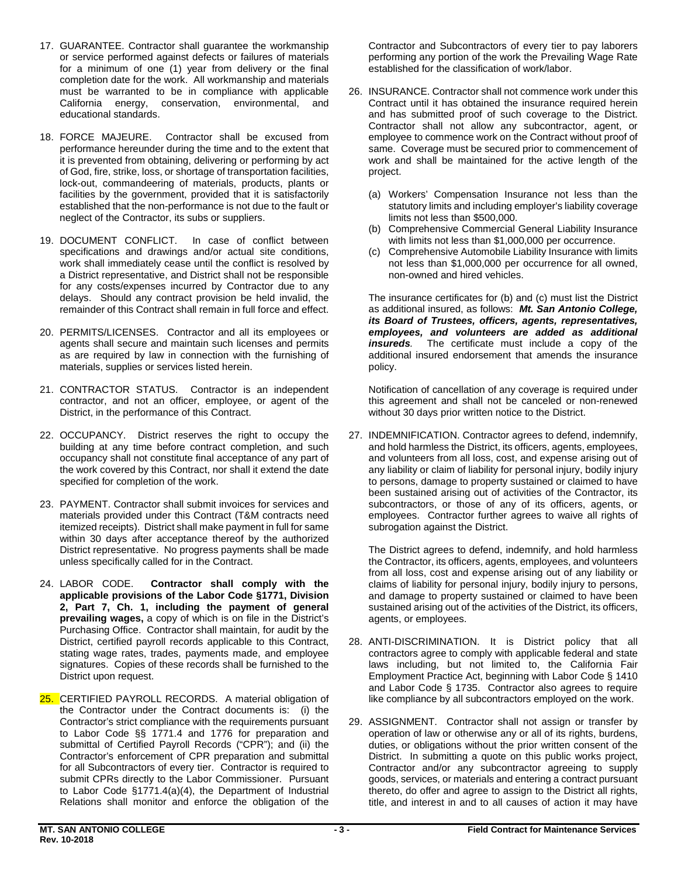17. GUARANTEE. Contractor shall guarantee the workmanship or service performed against defects or failures of materials for a minimum of one (1) year from delivery or the final completion date for the work. All workmanship and materials must be warranted to be in compliance with applicable California energy, conservation, environmental, and educational standards.

18. FORCE MAJEURE. Contractor shall be excused from performance hereunder during the time and to the extent that it is prevented from obtaining, delivering or performing by act of God, fire, strike, loss, or shortage of transportation facilities, lock-out, commandeering of materials, products, plants or facilities by the government, provided that it is satisfactorily established that the non-performance is not due to the fault or neglect of the Contractor, its subs or suppliers.

19. DOCUMENT CONFLICT. In case of conflict between specifications and drawings and/or actual site conditions, work shall immediately cease until the conflict is resolved by a District representative, and District shall not be responsible for any costs/expenses incurred by Contractor due to any delays. Should any contract provision be held invalid, the remainder of this Contract shall remain in full force and effect.

20. PERMITS/LICENSES. Contractor and all its employees or agents shall secure and maintain such licenses and permits as are required by law in connection with the furnishing of materials, supplies or services listed herein.

21. CONTRACTOR STATUS. Contractor is an independent contractor, and not an officer, employee, or agent of the District, in the performance of this Contract.

22. OCCUPANCY. District reserves the right to occupy the building at any time before contract completion, and such occupancy shall not constitute final acceptance of any part of the work covered by this Contract, nor shall it extend the date specified for completion of the work.

23. PAYMENT. Contractor shall submit invoices for services and materials provided under this Contract (T&M contracts need itemized receipts). District shall make payment in full for same within 30 days after acceptance thereof by the authorized District representative. No progress payments shall be made unless specifically called for in the Contract.

24. LABOR CODE. **Contractor shall comply with the applicable provisions of the Labor Code §1771, Division 2, Part 7, Ch. 1, including the payment of general prevailing wages,** a copy of which is on file in the District's Purchasing Office. Contractor shall maintain, for audit by the District, certified payroll records applicable to this Contract, stating wage rates, trades, payments made, and employee signatures. Copies of these records shall be furnished to the District upon request.

25. CERTIFIED PAYROLL RECORDS. A material obligation of the Contractor under the Contract documents is: (i) the Contractor's strict compliance with the requirements pursuant to Labor Code §§ 1771.4 and 1776 for preparation and submittal of Certified Payroll Records ("CPR"); and (ii) the Contractor's enforcement of CPR preparation and submittal for all Subcontractors of every tier. Contractor is required to submit CPRs directly to the Labor Commissioner. Pursuant to Labor Code §1771.4(a)(4), the Department of Industrial Relations shall monitor and enforce the obligation of the Contractor and Subcontractors of every tier to pay laborers performing any portion of the work the Prevailing Wage Rate established for the classification of work/labor.

26. INSURANCE. Contractor shall not commence work under this Contract until it has obtained the insurance required herein and has submitted proof of such coverage to the District. Contractor shall not allow any subcontractor, agent, or employee to commence work on the Contract without proof of same. Coverage must be secured prior to commencement of work and shall be maintained for the active length of the project.

    (a) Workers' Compensation Insurance not less than the statutory limits and including employer's liability coverage limits not less than $500,000.
    (b) Comprehensive Commercial General Liability Insurance with limits not less than $1,000,000 per occurrence.
    (c) Comprehensive Automobile Liability Insurance with limits not less than $1,000,000 per occurrence for all owned, non-owned and hired vehicles.

    The insurance certificates for (b) and (c) must list the District as additional insured, as follows: ***Mt. San Antonio College, its Board of Trustees, officers, agents, representatives, employees, and volunteers are added as additional insureds***. The certificate must include a copy of the additional insured endorsement that amends the insurance policy.

    Notification of cancellation of any coverage is required under this agreement and shall not be canceled or non-renewed without 30 days prior written notice to the District.

27. INDEMNIFICATION. Contractor agrees to defend, indemnify, and hold harmless the District, its officers, agents, employees, and volunteers from all loss, cost, and expense arising out of any liability or claim of liability for personal injury, bodily injury to persons, damage to property sustained or claimed to have been sustained arising out of activities of the Contractor, its subcontractors, or those of any of its officers, agents, or employees. Contractor further agrees to waive all rights of subrogation against the District.

    The District agrees to defend, indemnify, and hold harmless the Contractor, its officers, agents, employees, and volunteers from all loss, cost and expense arising out of any liability or claims of liability for personal injury, bodily injury to persons, and damage to property sustained or claimed to have been sustained arising out of the activities of the District, its officers, agents, or employees.

28. ANTI-DISCRIMINATION. It is District policy that all contractors agree to comply with applicable federal and state laws including, but not limited to, the California Fair Employment Practice Act, beginning with Labor Code § 1410 and Labor Code § 1735. Contractor also agrees to require like compliance by all subcontractors employed on the work.

29. ASSIGNMENT. Contractor shall not assign or transfer by operation of law or otherwise any or all of its rights, burdens, duties, or obligations without the prior written consent of the District. In submitting a quote on this public works project, Contractor and/or any subcontractor agreeing to supply goods, services, or materials and entering a contract pursuant thereto, do offer and agree to assign to the District all rights, title, and interest in and to all causes of action it may have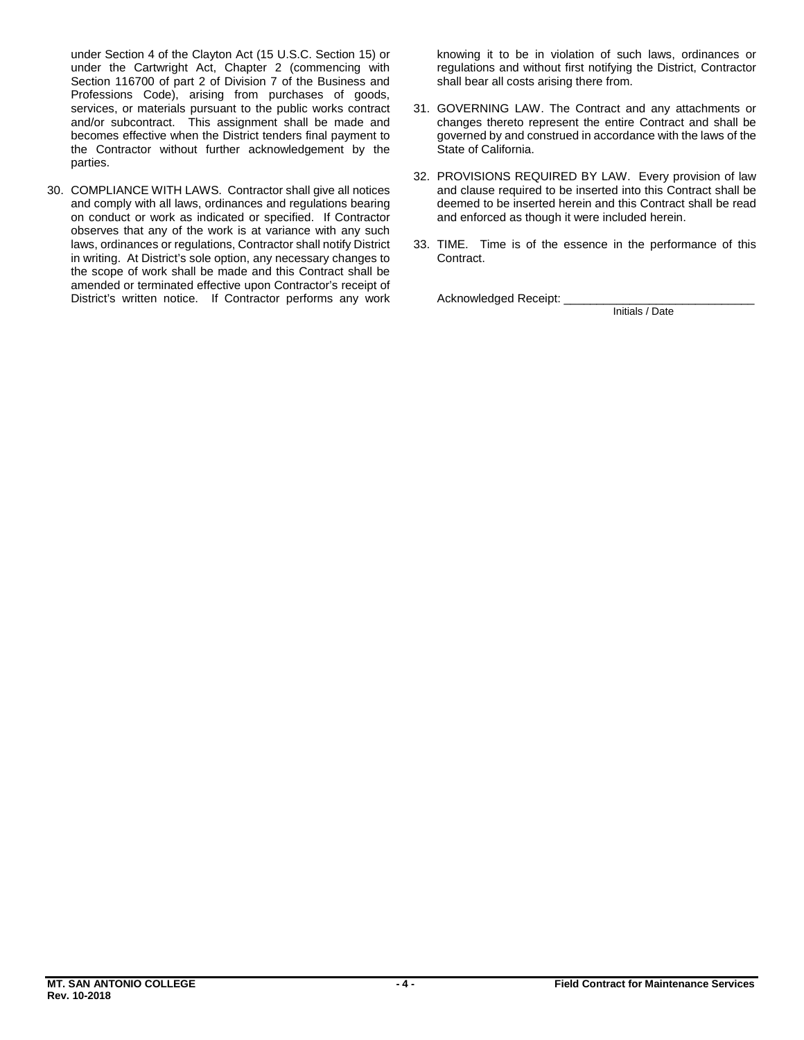under Section 4 of the Clayton Act (15 U.S.C. Section 15) or under the Cartwright Act, Chapter 2 (commencing with Section 116700 of part 2 of Division 7 of the Business and Professions Code), arising from purchases of goods, services, or materials pursuant to the public works contract and/or subcontract. This assignment shall be made and becomes effective when the District tenders final payment to the Contractor without further acknowledgement by the parties.

30. COMPLIANCE WITH LAWS. Contractor shall give all notices and comply with all laws, ordinances and regulations bearing on conduct or work as indicated or specified. If Contractor observes that any of the work is at variance with any such laws, ordinances or regulations, Contractor shall notify District in writing. At District's sole option, any necessary changes to the scope of work shall be made and this Contract shall be amended or terminated effective upon Contractor's receipt of District's written notice. If Contractor performs any work knowing it to be in violation of such laws, ordinances or regulations and without first notifying the District, Contractor shall bear all costs arising there from.

31. GOVERNING LAW. The Contract and any attachments or changes thereto represent the entire Contract and shall be governed by and construed in accordance with the laws of the State of California.

32. PROVISIONS REQUIRED BY LAW. Every provision of law and clause required to be inserted into this Contract shall be deemed to be inserted herein and this Contract shall be read and enforced as though it were included herein.

33. TIME. Time is of the essence in the performance of this Contract.

Acknowledged Receipt: ______________________________
Initials / Date